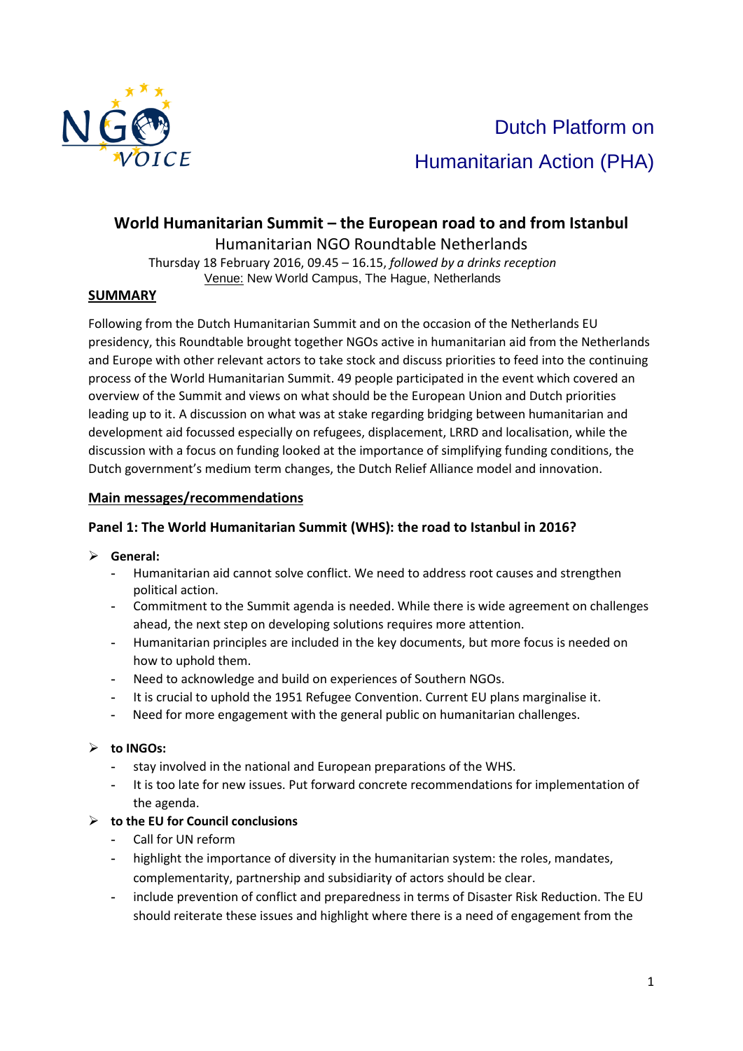NGO VOICE

Dutch Platform on Humanitarian Action (PHA)

# World Humanitarian Summit – the European road to and from Istanbul

Humanitarian NGO Roundtable Netherlands

Thursday 18 February 2016, 09.45 – 16.15, *followed by a drinks reception*

Venue: New World Campus, The Hague, Netherlands

## SUMMARY

Following from the Dutch Humanitarian Summit and on the occasion of the Netherlands EU presidency, this Roundtable brought together NGOs active in humanitarian aid from the Netherlands and Europe with other relevant actors to take stock and discuss priorities to feed into the continuing process of the World Humanitarian Summit. 49 people participated in the event which covered an overview of the Summit and views on what should be the European Union and Dutch priorities leading up to it. A discussion on what was at stake regarding bridging between humanitarian and development aid focussed especially on refugees, displacement, LRRD and localisation, while the discussion with a focus on funding looked at the importance of simplifying funding conditions, the Dutch government's medium term changes, the Dutch Relief Alliance model and innovation.

## Main messages/recommendations

### Panel 1: The World Humanitarian Summit (WHS): the road to Istanbul in 2016?

- **General:**
  - Humanitarian aid cannot solve conflict. We need to address root causes and strengthen political action.
  - Commitment to the Summit agenda is needed. While there is wide agreement on challenges ahead, the next step on developing solutions requires more attention.
  - Humanitarian principles are included in the key documents, but more focus is needed on how to uphold them.
  - Need to acknowledge and build on experiences of Southern NGOs.
  - It is crucial to uphold the 1951 Refugee Convention. Current EU plans marginalise it.
  - Need for more engagement with the general public on humanitarian challenges.
- **to INGOs:**
  - stay involved in the national and European preparations of the WHS.
  - It is too late for new issues. Put forward concrete recommendations for implementation of the agenda.
- **to the EU for Council conclusions**
  - Call for UN reform
  - highlight the importance of diversity in the humanitarian system: the roles, mandates, complementarity, partnership and subsidiarity of actors should be clear.
  - include prevention of conflict and preparedness in terms of Disaster Risk Reduction. The EU should reiterate these issues and highlight where there is a need of engagement from the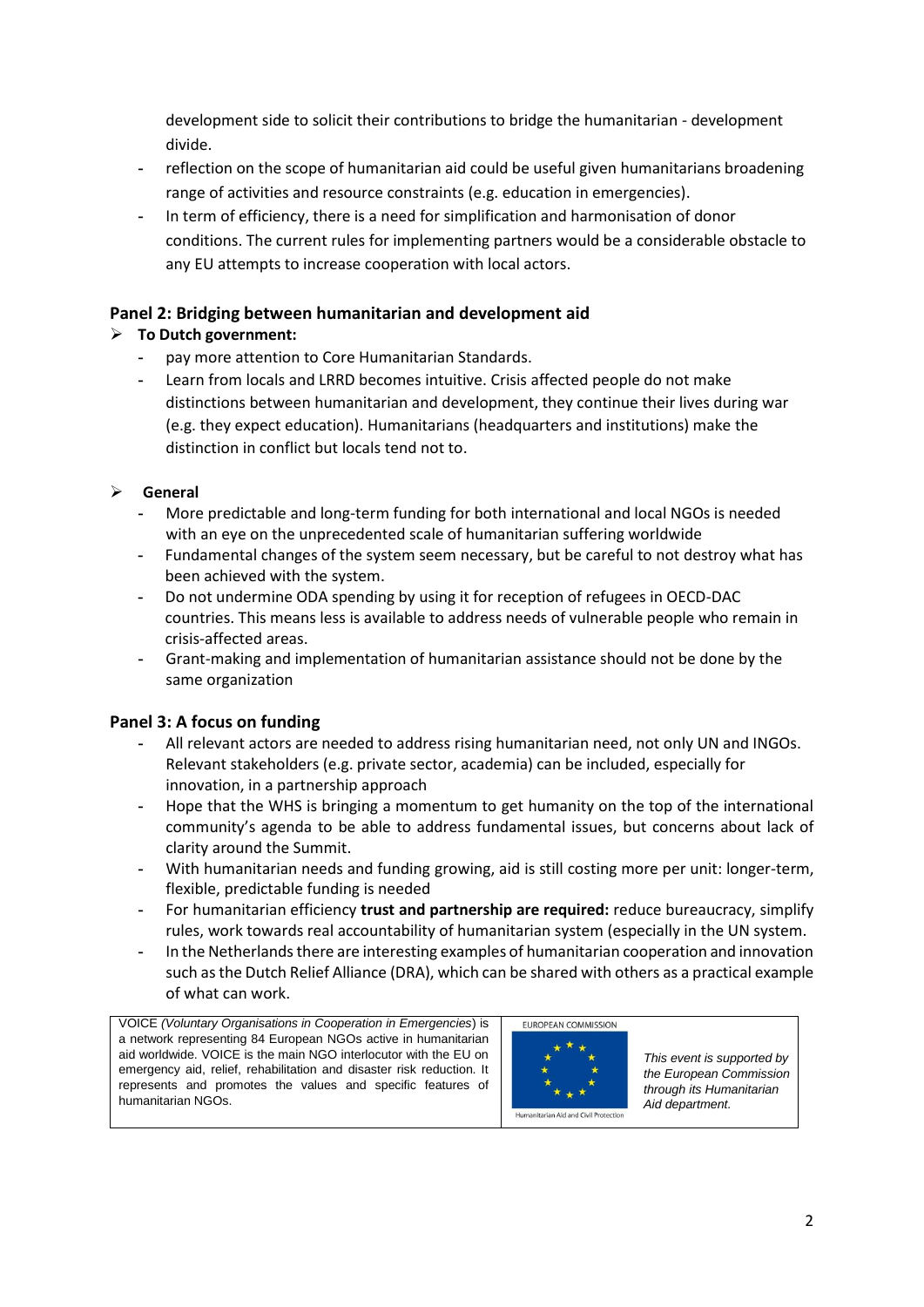development side to solicit their contributions to bridge the humanitarian - development divide.

- reflection on the scope of humanitarian aid could be useful given humanitarians broadening range of activities and resource constraints (e.g. education in emergencies).
- In term of efficiency, there is a need for simplification and harmonisation of donor conditions. The current rules for implementing partners would be a considerable obstacle to any EU attempts to increase cooperation with local actors.

## Panel 2: Bridging between humanitarian and development aid

- **To Dutch government:**
  - pay more attention to Core Humanitarian Standards.
  - Learn from locals and LRRD becomes intuitive. Crisis affected people do not make distinctions between humanitarian and development, they continue their lives during war (e.g. they expect education). Humanitarians (headquarters and institutions) make the distinction in conflict but locals tend not to.

- **General**
  - More predictable and long-term funding for both international and local NGOs is needed with an eye on the unprecedented scale of humanitarian suffering worldwide
  - Fundamental changes of the system seem necessary, but be careful to not destroy what has been achieved with the system.
  - Do not undermine ODA spending by using it for reception of refugees in OECD-DAC countries. This means less is available to address needs of vulnerable people who remain in crisis-affected areas.
  - Grant-making and implementation of humanitarian assistance should not be done by the same organization

## Panel 3: A focus on funding

- All relevant actors are needed to address rising humanitarian need, not only UN and INGOs. Relevant stakeholders (e.g. private sector, academia) can be included, especially for innovation, in a partnership approach
- Hope that the WHS is bringing a momentum to get humanity on the top of the international community's agenda to be able to address fundamental issues, but concerns about lack of clarity around the Summit.
- With humanitarian needs and funding growing, aid is still costing more per unit: longer-term, flexible, predictable funding is needed
- For humanitarian efficiency **trust and partnership are required:** reduce bureaucracy, simplify rules, work towards real accountability of humanitarian system (especially in the UN system.
- In the Netherlands there are interesting examples of humanitarian cooperation and innovation such as the Dutch Relief Alliance (DRA), which can be shared with others as a practical example of what can work.

VOICE *(Voluntary Organisations in Cooperation in Emergencies*) is a network representing 84 European NGOs active in humanitarian aid worldwide. VOICE is the main NGO interlocutor with the EU on emergency aid, relief, rehabilitation and disaster risk reduction. It represents and promotes the values and specific features of humanitarian NGOs.

EUROPEAN COMMISSION

Humanitarian Aid and Civil Protection

*This event is supported by the European Commission through its Humanitarian Aid department.*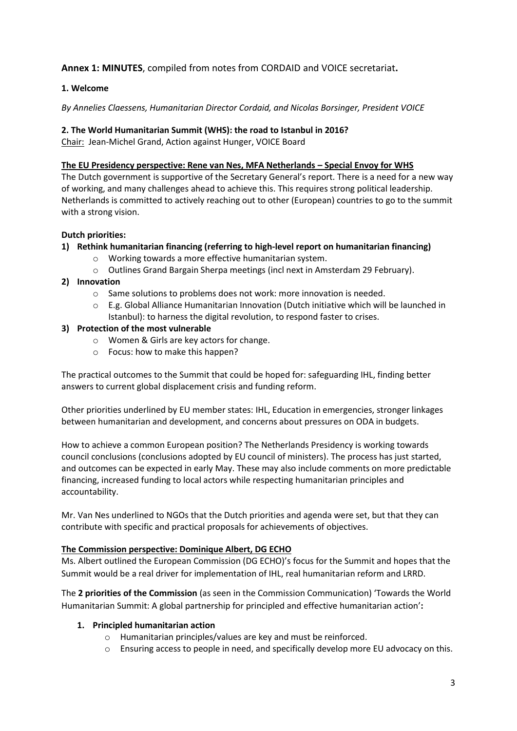## Annex 1: MINUTES, compiled from notes from CORDAID and VOICE secretariat.

### 1. Welcome

*By Annelies Claessens, Humanitarian Director Cordaid, and Nicolas Borsinger, President VOICE*

### 2. The World Humanitarian Summit (WHS): the road to Istanbul in 2016?

Chair: Jean-Michel Grand, Action against Hunger, VOICE Board

**The EU Presidency perspective: Rene van Nes, MFA Netherlands – Special Envoy for WHS**

The Dutch government is supportive of the Secretary General's report. There is a need for a new way of working, and many challenges ahead to achieve this. This requires strong political leadership. Netherlands is committed to actively reaching out to other (European) countries to go to the summit with a strong vision.

**Dutch priorities:**

1) **Rethink humanitarian financing (referring to high-level report on humanitarian financing)**
   - Working towards a more effective humanitarian system.
   - Outlines Grand Bargain Sherpa meetings (incl next in Amsterdam 29 February).
2) **Innovation**
   - Same solutions to problems does not work: more innovation is needed.
   - E.g. Global Alliance Humanitarian Innovation (Dutch initiative which will be launched in Istanbul): to harness the digital revolution, to respond faster to crises.
3) **Protection of the most vulnerable**
   - Women & Girls are key actors for change.
   - Focus: how to make this happen?

The practical outcomes to the Summit that could be hoped for: safeguarding IHL, finding better answers to current global displacement crisis and funding reform.

Other priorities underlined by EU member states: IHL, Education in emergencies, stronger linkages between humanitarian and development, and concerns about pressures on ODA in budgets.

How to achieve a common European position? The Netherlands Presidency is working towards council conclusions (conclusions adopted by EU council of ministers). The process has just started, and outcomes can be expected in early May. These may also include comments on more predictable financing, increased funding to local actors while respecting humanitarian principles and accountability.

Mr. Van Nes underlined to NGOs that the Dutch priorities and agenda were set, but that they can contribute with specific and practical proposals for achievements of objectives.

**The Commission perspective: Dominique Albert, DG ECHO**

Ms. Albert outlined the European Commission (DG ECHO)'s focus for the Summit and hopes that the Summit would be a real driver for implementation of IHL, real humanitarian reform and LRRD.

The **2 priorities of the Commission** (as seen in the Commission Communication) 'Towards the World Humanitarian Summit: A global partnership for principled and effective humanitarian action'**:**

1. **Principled humanitarian action**
   - Humanitarian principles/values are key and must be reinforced.
   - Ensuring access to people in need, and specifically develop more EU advocacy on this.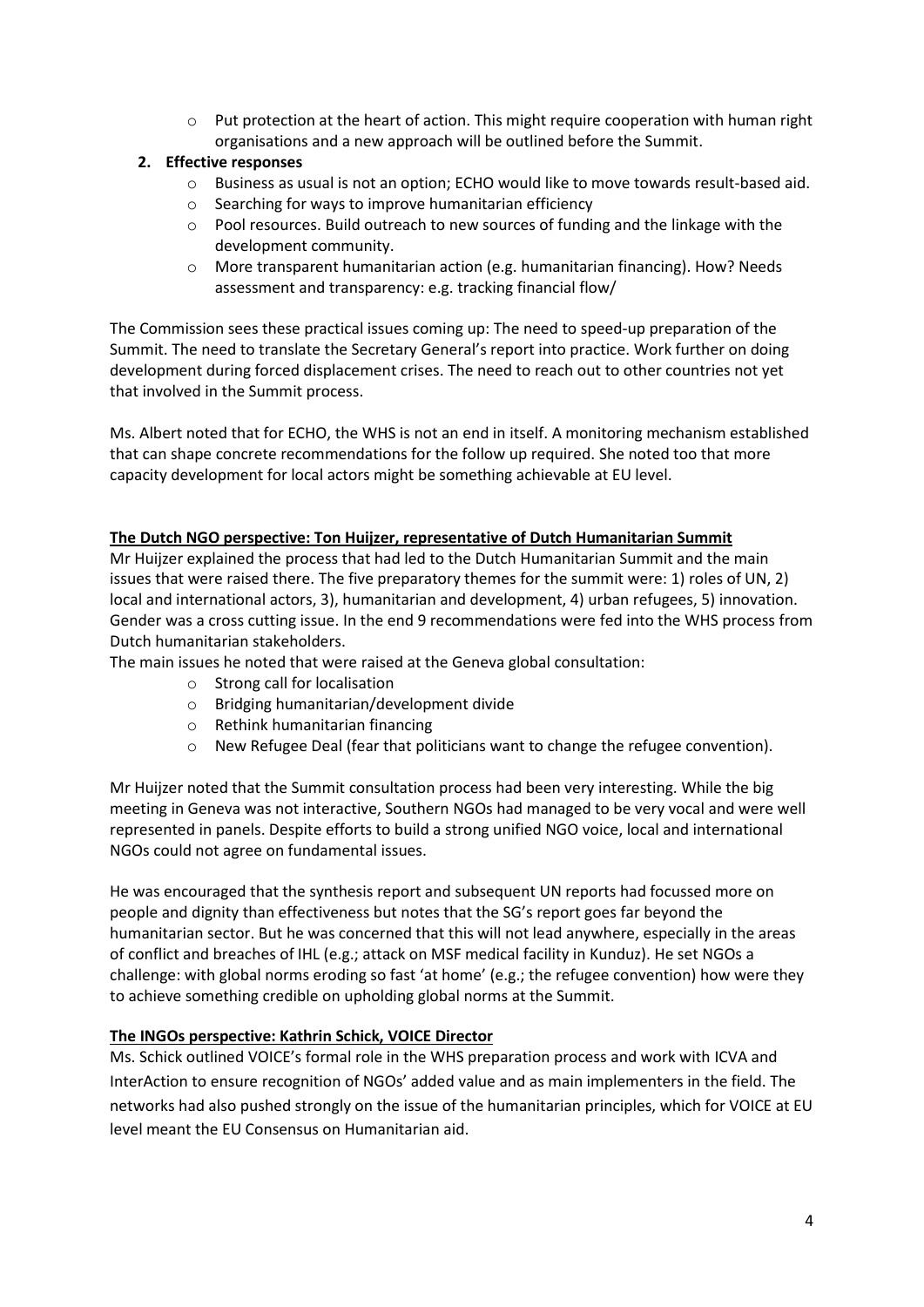- Put protection at the heart of action. This might require cooperation with human right organisations and a new approach will be outlined before the Summit.

2. **Effective responses**
   - Business as usual is not an option; ECHO would like to move towards result-based aid.
   - Searching for ways to improve humanitarian efficiency
   - Pool resources. Build outreach to new sources of funding and the linkage with the development community.
   - More transparent humanitarian action (e.g. humanitarian financing). How? Needs assessment and transparency: e.g. tracking financial flow/

The Commission sees these practical issues coming up: The need to speed-up preparation of the Summit. The need to translate the Secretary General's report into practice. Work further on doing development during forced displacement crises. The need to reach out to other countries not yet that involved in the Summit process.

Ms. Albert noted that for ECHO, the WHS is not an end in itself. A monitoring mechanism established that can shape concrete recommendations for the follow up required. She noted too that more capacity development for local actors might be something achievable at EU level.

**The Dutch NGO perspective: Ton Huijzer, representative of Dutch Humanitarian Summit**

Mr Huijzer explained the process that had led to the Dutch Humanitarian Summit and the main issues that were raised there. The five preparatory themes for the summit were: 1) roles of UN, 2) local and international actors, 3), humanitarian and development, 4) urban refugees, 5) innovation. Gender was a cross cutting issue. In the end 9 recommendations were fed into the WHS process from Dutch humanitarian stakeholders.

The main issues he noted that were raised at the Geneva global consultation:

- Strong call for localisation
- Bridging humanitarian/development divide
- Rethink humanitarian financing
- New Refugee Deal (fear that politicians want to change the refugee convention).

Mr Huijzer noted that the Summit consultation process had been very interesting. While the big meeting in Geneva was not interactive, Southern NGOs had managed to be very vocal and were well represented in panels. Despite efforts to build a strong unified NGO voice, local and international NGOs could not agree on fundamental issues.

He was encouraged that the synthesis report and subsequent UN reports had focussed more on people and dignity than effectiveness but notes that the SG's report goes far beyond the humanitarian sector. But he was concerned that this will not lead anywhere, especially in the areas of conflict and breaches of IHL (e.g.; attack on MSF medical facility in Kunduz). He set NGOs a challenge: with global norms eroding so fast 'at home' (e.g.; the refugee convention) how were they to achieve something credible on upholding global norms at the Summit.

**The INGOs perspective: Kathrin Schick, VOICE Director**

Ms. Schick outlined VOICE's formal role in the WHS preparation process and work with ICVA and InterAction to ensure recognition of NGOs' added value and as main implementers in the field. The networks had also pushed strongly on the issue of the humanitarian principles, which for VOICE at EU level meant the EU Consensus on Humanitarian aid.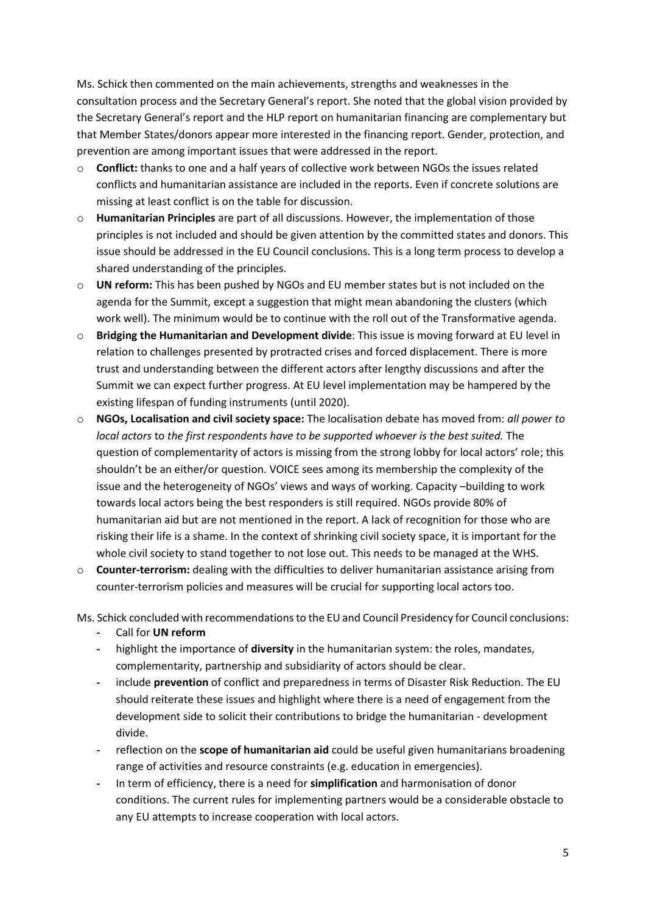Ms. Schick then commented on the main achievements, strengths and weaknesses in the consultation process and the Secretary General's report. She noted that the global vision provided by the Secretary General's report and the HLP report on humanitarian financing are complementary but that Member States/donors appear more interested in the financing report. Gender, protection, and prevention are among important issues that were addressed in the report.

- **Conflict:** thanks to one and a half years of collective work between NGOs the issues related conflicts and humanitarian assistance are included in the reports. Even if concrete solutions are missing at least conflict is on the table for discussion.
- **Humanitarian Principles** are part of all discussions. However, the implementation of those principles is not included and should be given attention by the committed states and donors. This issue should be addressed in the EU Council conclusions. This is a long term process to develop a shared understanding of the principles.
- **UN reform:** This has been pushed by NGOs and EU member states but is not included on the agenda for the Summit, except a suggestion that might mean abandoning the clusters (which work well). The minimum would be to continue with the roll out of the Transformative agenda.
- **Bridging the Humanitarian and Development divide**: This issue is moving forward at EU level in relation to challenges presented by protracted crises and forced displacement. There is more trust and understanding between the different actors after lengthy discussions and after the Summit we can expect further progress. At EU level implementation may be hampered by the existing lifespan of funding instruments (until 2020).
- **NGOs, Localisation and civil society space:** The localisation debate has moved from: *all power to local actors* to *the first respondents have to be supported whoever is the best suited.* The question of complementarity of actors is missing from the strong lobby for local actors' role; this shouldn't be an either/or question. VOICE sees among its membership the complexity of the issue and the heterogeneity of NGOs' views and ways of working. Capacity –building to work towards local actors being the best responders is still required. NGOs provide 80% of humanitarian aid but are not mentioned in the report. A lack of recognition for those who are risking their life is a shame. In the context of shrinking civil society space, it is important for the whole civil society to stand together to not lose out. This needs to be managed at the WHS.
- **Counter-terrorism:** dealing with the difficulties to deliver humanitarian assistance arising from counter-terrorism policies and measures will be crucial for supporting local actors too.

Ms. Schick concluded with recommendations to the EU and Council Presidency for Council conclusions:

- Call for **UN reform**
- highlight the importance of **diversity** in the humanitarian system: the roles, mandates, complementarity, partnership and subsidiarity of actors should be clear.
- include **prevention** of conflict and preparedness in terms of Disaster Risk Reduction. The EU should reiterate these issues and highlight where there is a need of engagement from the development side to solicit their contributions to bridge the humanitarian - development divide.
- reflection on the **scope of humanitarian aid** could be useful given humanitarians broadening range of activities and resource constraints (e.g. education in emergencies).
- In term of efficiency, there is a need for **simplification** and harmonisation of donor conditions. The current rules for implementing partners would be a considerable obstacle to any EU attempts to increase cooperation with local actors.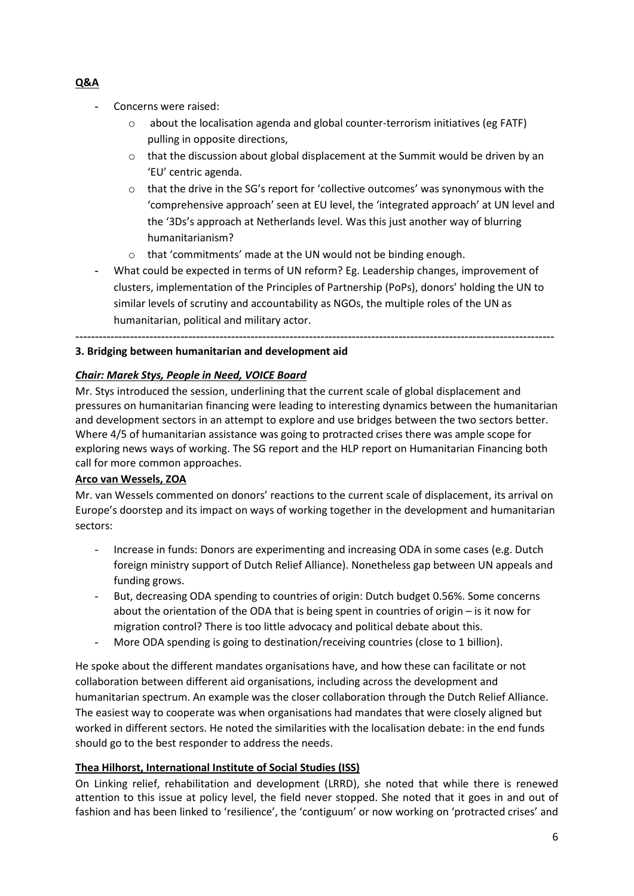**Q&A**

- Concerns were raised:
    - about the localisation agenda and global counter-terrorism initiatives (eg FATF) pulling in opposite directions,
    - that the discussion about global displacement at the Summit would be driven by an 'EU' centric agenda.
    - that the drive in the SG's report for 'collective outcomes' was synonymous with the 'comprehensive approach' seen at EU level, the 'integrated approach' at UN level and the '3Ds's approach at Netherlands level. Was this just another way of blurring humanitarianism?
    - that 'commitments' made at the UN would not be binding enough.
- What could be expected in terms of UN reform? Eg. Leadership changes, improvement of clusters, implementation of the Principles of Partnership (PoPs), donors' holding the UN to similar levels of scrutiny and accountability as NGOs, the multiple roles of the UN as humanitarian, political and military actor.

---

### 3. Bridging between humanitarian and development aid

***Chair: Marek Stys, People in Need, VOICE Board***

Mr. Stys introduced the session, underlining that the current scale of global displacement and pressures on humanitarian financing were leading to interesting dynamics between the humanitarian and development sectors in an attempt to explore and use bridges between the two sectors better. Where 4/5 of humanitarian assistance was going to protracted crises there was ample scope for exploring news ways of working. The SG report and the HLP report on Humanitarian Financing both call for more common approaches.

**Arco van Wessels, ZOA**

Mr. van Wessels commented on donors' reactions to the current scale of displacement, its arrival on Europe's doorstep and its impact on ways of working together in the development and humanitarian sectors:

- Increase in funds: Donors are experimenting and increasing ODA in some cases (e.g. Dutch foreign ministry support of Dutch Relief Alliance). Nonetheless gap between UN appeals and funding grows.
- But, decreasing ODA spending to countries of origin: Dutch budget 0.56%. Some concerns about the orientation of the ODA that is being spent in countries of origin – is it now for migration control? There is too little advocacy and political debate about this.
- More ODA spending is going to destination/receiving countries (close to 1 billion).

He spoke about the different mandates organisations have, and how these can facilitate or not collaboration between different aid organisations, including across the development and humanitarian spectrum. An example was the closer collaboration through the Dutch Relief Alliance. The easiest way to cooperate was when organisations had mandates that were closely aligned but worked in different sectors. He noted the similarities with the localisation debate: in the end funds should go to the best responder to address the needs.

**Thea Hilhorst, International Institute of Social Studies (ISS)**

On Linking relief, rehabilitation and development (LRRD), she noted that while there is renewed attention to this issue at policy level, the field never stopped. She noted that it goes in and out of fashion and has been linked to 'resilience', the 'contiguum' or now working on 'protracted crises' and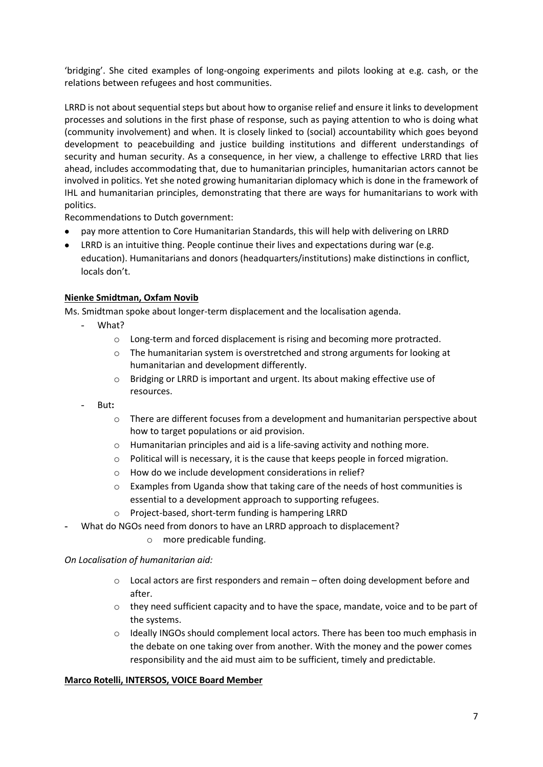'bridging'. She cited examples of long-ongoing experiments and pilots looking at e.g. cash, or the relations between refugees and host communities.

LRRD is not about sequential steps but about how to organise relief and ensure it links to development processes and solutions in the first phase of response, such as paying attention to who is doing what (community involvement) and when. It is closely linked to (social) accountability which goes beyond development to peacebuilding and justice building institutions and different understandings of security and human security. As a consequence, in her view, a challenge to effective LRRD that lies ahead, includes accommodating that, due to humanitarian principles, humanitarian actors cannot be involved in politics. Yet she noted growing humanitarian diplomacy which is done in the framework of IHL and humanitarian principles, demonstrating that there are ways for humanitarians to work with politics.

Recommendations to Dutch government:

- pay more attention to Core Humanitarian Standards, this will help with delivering on LRRD
- LRRD is an intuitive thing. People continue their lives and expectations during war (e.g. education). Humanitarians and donors (headquarters/institutions) make distinctions in conflict, locals don't.

**Nienke Smidtman, Oxfam Novib**

Ms. Smidtman spoke about longer-term displacement and the localisation agenda.

- What?
  - Long-term and forced displacement is rising and becoming more protracted.
  - The humanitarian system is overstretched and strong arguments for looking at humanitarian and development differently.
  - Bridging or LRRD is important and urgent. Its about making effective use of resources.
- But**:**
  - There are different focuses from a development and humanitarian perspective about how to target populations or aid provision.
  - Humanitarian principles and aid is a life-saving activity and nothing more.
  - Political will is necessary, it is the cause that keeps people in forced migration.
  - How do we include development considerations in relief?
  - Examples from Uganda show that taking care of the needs of host communities is essential to a development approach to supporting refugees.
  - Project-based, short-term funding is hampering LRRD
- What do NGOs need from donors to have an LRRD approach to displacement?
  - more predicable funding.

*On Localisation of humanitarian aid:*

- Local actors are first responders and remain – often doing development before and after.
- they need sufficient capacity and to have the space, mandate, voice and to be part of the systems.
- Ideally INGOs should complement local actors. There has been too much emphasis in the debate on one taking over from another. With the money and the power comes responsibility and the aid must aim to be sufficient, timely and predictable.

**Marco Rotelli, INTERSOS, VOICE Board Member**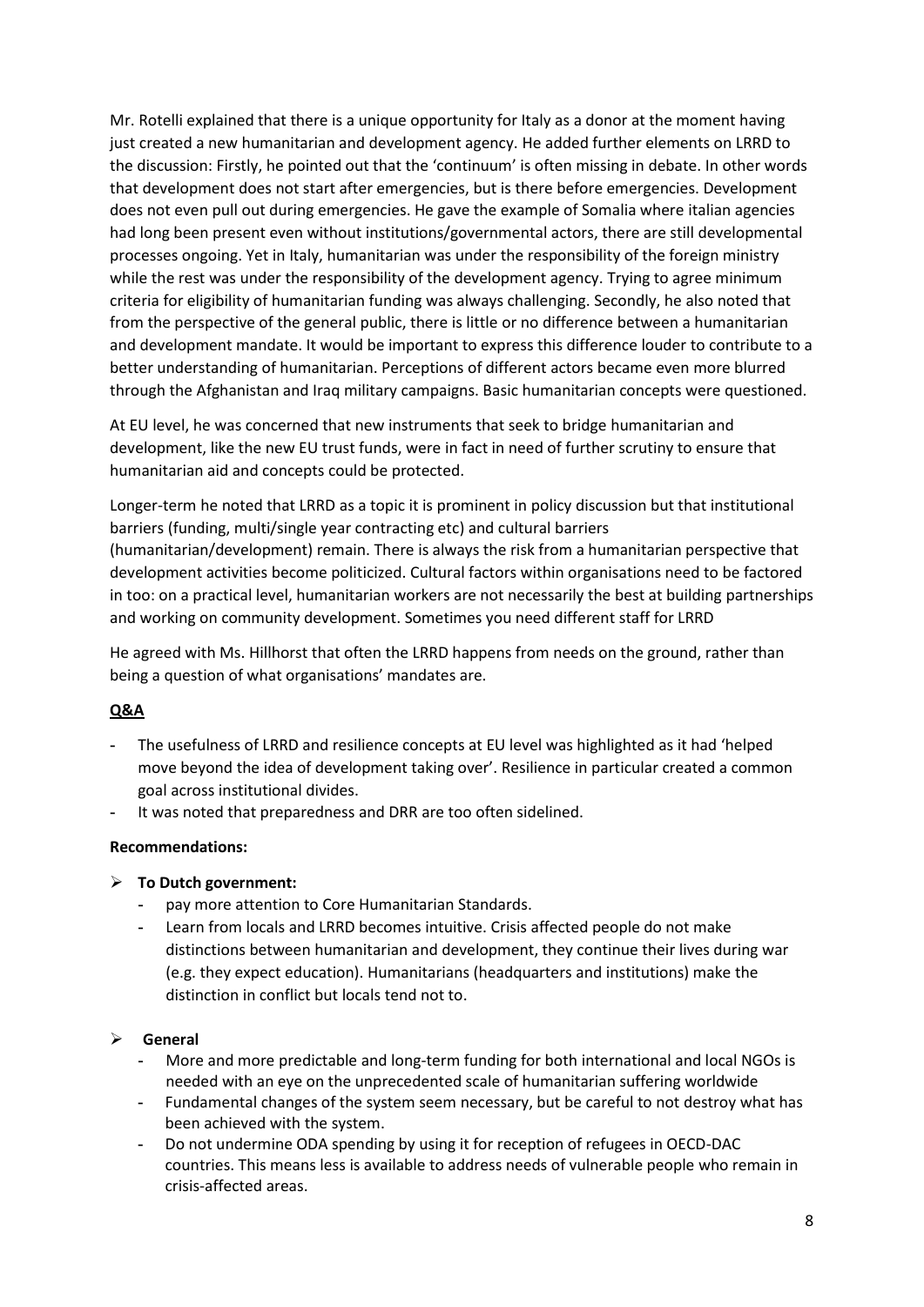Mr. Rotelli explained that there is a unique opportunity for Italy as a donor at the moment having just created a new humanitarian and development agency. He added further elements on LRRD to the discussion: Firstly, he pointed out that the 'continuum' is often missing in debate. In other words that development does not start after emergencies, but is there before emergencies. Development does not even pull out during emergencies. He gave the example of Somalia where italian agencies had long been present even without institutions/governmental actors, there are still developmental processes ongoing. Yet in Italy, humanitarian was under the responsibility of the foreign ministry while the rest was under the responsibility of the development agency. Trying to agree minimum criteria for eligibility of humanitarian funding was always challenging. Secondly, he also noted that from the perspective of the general public, there is little or no difference between a humanitarian and development mandate. It would be important to express this difference louder to contribute to a better understanding of humanitarian. Perceptions of different actors became even more blurred through the Afghanistan and Iraq military campaigns. Basic humanitarian concepts were questioned.

At EU level, he was concerned that new instruments that seek to bridge humanitarian and development, like the new EU trust funds, were in fact in need of further scrutiny to ensure that humanitarian aid and concepts could be protected.

Longer-term he noted that LRRD as a topic it is prominent in policy discussion but that institutional barriers (funding, multi/single year contracting etc) and cultural barriers (humanitarian/development) remain. There is always the risk from a humanitarian perspective that development activities become politicized. Cultural factors within organisations need to be factored in too: on a practical level, humanitarian workers are not necessarily the best at building partnerships and working on community development. Sometimes you need different staff for LRRD

He agreed with Ms. Hillhorst that often the LRRD happens from needs on the ground, rather than being a question of what organisations' mandates are.

**Q&A**

- The usefulness of LRRD and resilience concepts at EU level was highlighted as it had 'helped move beyond the idea of development taking over'. Resilience in particular created a common goal across institutional divides.
- It was noted that preparedness and DRR are too often sidelined.

**Recommendations:**

- **To Dutch government:**
  - pay more attention to Core Humanitarian Standards.
  - Learn from locals and LRRD becomes intuitive. Crisis affected people do not make distinctions between humanitarian and development, they continue their lives during war (e.g. they expect education). Humanitarians (headquarters and institutions) make the distinction in conflict but locals tend not to.

- **General**
  - More and more predictable and long-term funding for both international and local NGOs is needed with an eye on the unprecedented scale of humanitarian suffering worldwide
  - Fundamental changes of the system seem necessary, but be careful to not destroy what has been achieved with the system.
  - Do not undermine ODA spending by using it for reception of refugees in OECD-DAC countries. This means less is available to address needs of vulnerable people who remain in crisis-affected areas.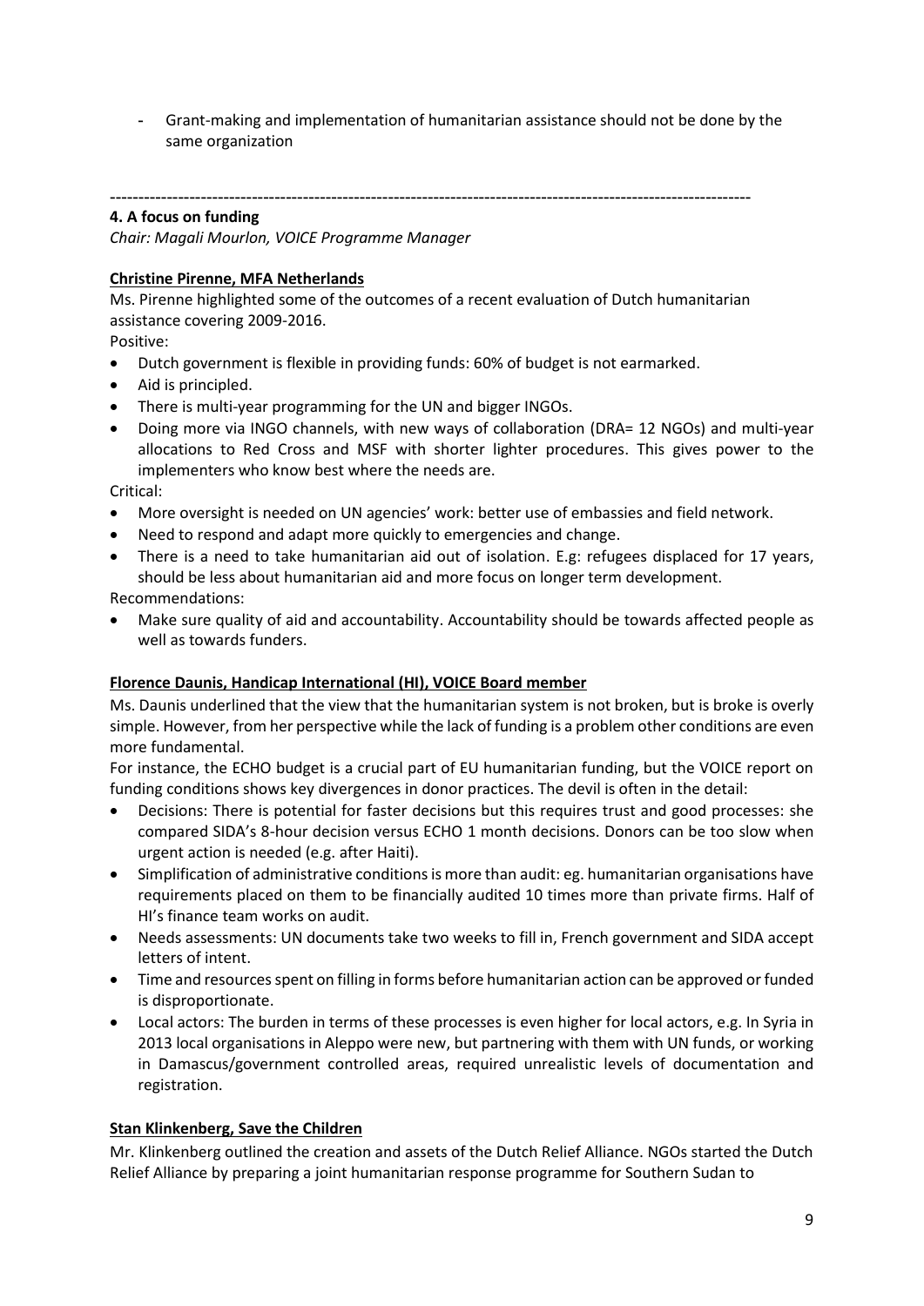- Grant-making and implementation of humanitarian assistance should not be done by the same organization

---

### 4. A focus on funding

*Chair: Magali Mourlon, VOICE Programme Manager*

**Christine Pirenne, MFA Netherlands**

Ms. Pirenne highlighted some of the outcomes of a recent evaluation of Dutch humanitarian assistance covering 2009-2016.

Positive:

- Dutch government is flexible in providing funds: 60% of budget is not earmarked.
- Aid is principled.
- There is multi-year programming for the UN and bigger INGOs.
- Doing more via INGO channels, with new ways of collaboration (DRA= 12 NGOs) and multi-year allocations to Red Cross and MSF with shorter lighter procedures. This gives power to the implementers who know best where the needs are.

Critical:

- More oversight is needed on UN agencies' work: better use of embassies and field network.
- Need to respond and adapt more quickly to emergencies and change.
- There is a need to take humanitarian aid out of isolation. E.g: refugees displaced for 17 years, should be less about humanitarian aid and more focus on longer term development.

Recommendations:

- Make sure quality of aid and accountability. Accountability should be towards affected people as well as towards funders.

**Florence Daunis, Handicap International (HI), VOICE Board member**

Ms. Daunis underlined that the view that the humanitarian system is not broken, but is broke is overly simple. However, from her perspective while the lack of funding is a problem other conditions are even more fundamental.

For instance, the ECHO budget is a crucial part of EU humanitarian funding, but the VOICE report on funding conditions shows key divergences in donor practices. The devil is often in the detail:

- Decisions: There is potential for faster decisions but this requires trust and good processes: she compared SIDA's 8-hour decision versus ECHO 1 month decisions. Donors can be too slow when urgent action is needed (e.g. after Haiti).
- Simplification of administrative conditions is more than audit: eg. humanitarian organisations have requirements placed on them to be financially audited 10 times more than private firms. Half of HI's finance team works on audit.
- Needs assessments: UN documents take two weeks to fill in, French government and SIDA accept letters of intent.
- Time and resources spent on filling in forms before humanitarian action can be approved or funded is disproportionate.
- Local actors: The burden in terms of these processes is even higher for local actors, e.g. In Syria in 2013 local organisations in Aleppo were new, but partnering with them with UN funds, or working in Damascus/government controlled areas, required unrealistic levels of documentation and registration.

**Stan Klinkenberg, Save the Children**

Mr. Klinkenberg outlined the creation and assets of the Dutch Relief Alliance. NGOs started the Dutch Relief Alliance by preparing a joint humanitarian response programme for Southern Sudan to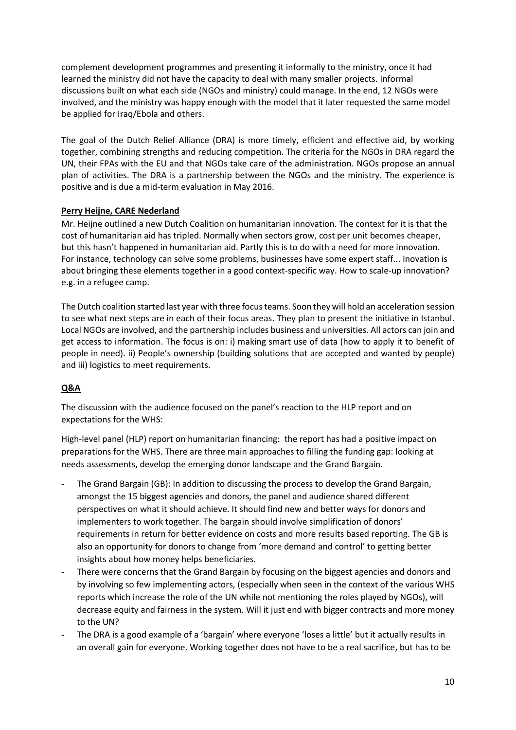complement development programmes and presenting it informally to the ministry, once it had learned the ministry did not have the capacity to deal with many smaller projects. Informal discussions built on what each side (NGOs and ministry) could manage. In the end, 12 NGOs were involved, and the ministry was happy enough with the model that it later requested the same model be applied for Iraq/Ebola and others.

The goal of the Dutch Relief Alliance (DRA) is more timely, efficient and effective aid, by working together, combining strengths and reducing competition. The criteria for the NGOs in DRA regard the UN, their FPAs with the EU and that NGOs take care of the administration. NGOs propose an annual plan of activities. The DRA is a partnership between the NGOs and the ministry. The experience is positive and is due a mid-term evaluation in May 2016.

**Perry Heijne, CARE Nederland**

Mr. Heijne outlined a new Dutch Coalition on humanitarian innovation. The context for it is that the cost of humanitarian aid has tripled. Normally when sectors grow, cost per unit becomes cheaper, but this hasn't happened in humanitarian aid. Partly this is to do with a need for more innovation. For instance, technology can solve some problems, businesses have some expert staff... Inovation is about bringing these elements together in a good context-specific way. How to scale-up innovation? e.g. in a refugee camp.

The Dutch coalition started last year with three focus teams. Soon they will hold an acceleration session to see what next steps are in each of their focus areas. They plan to present the initiative in Istanbul. Local NGOs are involved, and the partnership includes business and universities. All actors can join and get access to information. The focus is on: i) making smart use of data (how to apply it to benefit of people in need). ii) People's ownership (building solutions that are accepted and wanted by people) and iii) logistics to meet requirements.

## Q&A

The discussion with the audience focused on the panel's reaction to the HLP report and on expectations for the WHS:

High-level panel (HLP) report on humanitarian financing: the report has had a positive impact on preparations for the WHS. There are three main approaches to filling the funding gap: looking at needs assessments, develop the emerging donor landscape and the Grand Bargain.

- The Grand Bargain (GB): In addition to discussing the process to develop the Grand Bargain, amongst the 15 biggest agencies and donors, the panel and audience shared different perspectives on what it should achieve. It should find new and better ways for donors and implementers to work together. The bargain should involve simplification of donors' requirements in return for better evidence on costs and more results based reporting. The GB is also an opportunity for donors to change from 'more demand and control' to getting better insights about how money helps beneficiaries.
- There were concerns that the Grand Bargain by focusing on the biggest agencies and donors and by involving so few implementing actors, (especially when seen in the context of the various WHS reports which increase the role of the UN while not mentioning the roles played by NGOs), will decrease equity and fairness in the system. Will it just end with bigger contracts and more money to the UN?
- The DRA is a good example of a 'bargain' where everyone 'loses a little' but it actually results in an overall gain for everyone. Working together does not have to be a real sacrifice, but has to be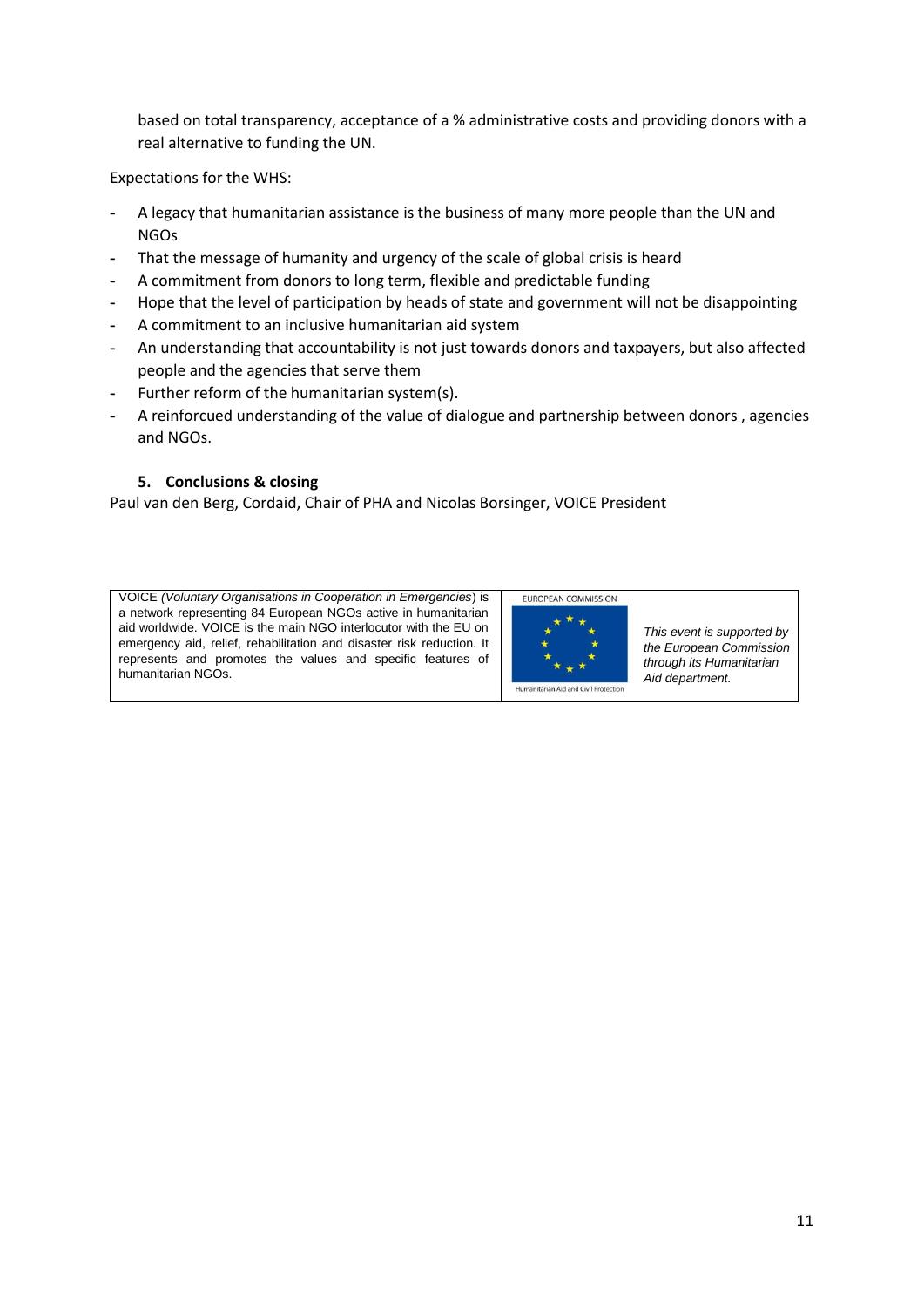based on total transparency, acceptance of a % administrative costs and providing donors with a real alternative to funding the UN.

Expectations for the WHS:

- A legacy that humanitarian assistance is the business of many more people than the UN and NGOs
- That the message of humanity and urgency of the scale of global crisis is heard
- A commitment from donors to long term, flexible and predictable funding
- Hope that the level of participation by heads of state and government will not be disappointing
- A commitment to an inclusive humanitarian aid system
- An understanding that accountability is not just towards donors and taxpayers, but also affected people and the agencies that serve them
- Further reform of the humanitarian system(s).
- A reinforcued understanding of the value of dialogue and partnership between donors , agencies and NGOs.

### 5. Conclusions & closing

Paul van den Berg, Cordaid, Chair of PHA and Nicolas Borsinger, VOICE President

| | | |
|---|---|---|
| VOICE *(Voluntary Organisations in Cooperation in Emergencies*) is a network representing 84 European NGOs active in humanitarian aid worldwide. VOICE is the main NGO interlocutor with the EU on emergency aid, relief, rehabilitation and disaster risk reduction. It represents and promotes the values and specific features of humanitarian NGOs. | EUROPEAN COMMISSION<br>Humanitarian Aid and Civil Protection | *This event is supported by the European Commission through its Humanitarian Aid department.* |